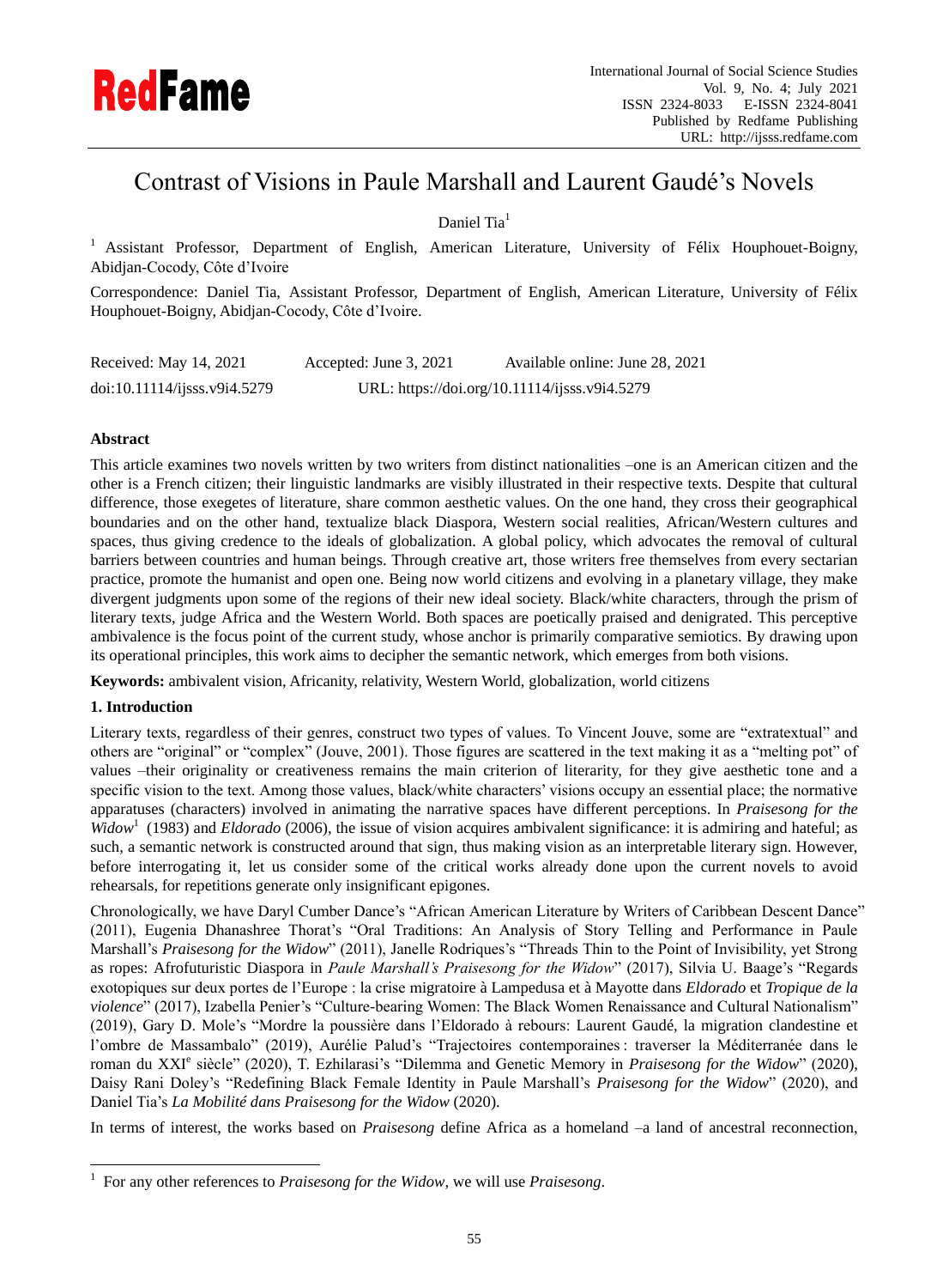# Contrast of Visions in Paule Marshall and Laurent Gaudé's Novels

Daniel Tia[1]

[1] Assistant Professor, Department of English, American Literature, University of Félix Houphouet-Boigny, Abidjan-Cocody, Côte d'Ivoire

Correspondence: Daniel Tia, Assistant Professor, Department of English, American Literature, University of Félix Houphouet-Boigny, Abidjan-Cocody, Côte d'Ivoire.

Received: May 14, 2021 Accepted: June 3, 2021 Available online: June 28, 2021

doi:10.11114/ijsss.v9i4.5279 URL: https://doi.org/10.11114/ijsss.v9i4.5279

## Abstract

This article examines two novels written by two writers from distinct nationalities –one is an American citizen and the other is a French citizen; their linguistic landmarks are visibly illustrated in their respective texts. Despite that cultural difference, those exegetes of literature, share common aesthetic values. On the one hand, they cross their geographical boundaries and on the other hand, textualize black Diaspora, Western social realities, African/Western cultures and spaces, thus giving credence to the ideals of globalization. A global policy, which advocates the removal of cultural barriers between countries and human beings. Through creative art, those writers free themselves from every sectarian practice, promote the humanist and open one. Being now world citizens and evolving in a planetary village, they make divergent judgments upon some of the regions of their new ideal society. Black/white characters, through the prism of literary texts, judge Africa and the Western World. Both spaces are poetically praised and denigrated. This perceptive ambivalence is the focus point of the current study, whose anchor is primarily comparative semiotics. By drawing upon its operational principles, this work aims to decipher the semantic network, which emerges from both visions.

**Keywords:** ambivalent vision, Africanity, relativity, Western World, globalization, world citizens

## 1. Introduction

Literary texts, regardless of their genres, construct two types of values. To Vincent Jouve, some are "extratextual" and others are "original" or "complex" (Jouve, 2001). Those figures are scattered in the text making it as a "melting pot" of values –their originality or creativeness remains the main criterion of literarity, for they give aesthetic tone and a specific vision to the text. Among those values, black/white characters' visions occupy an essential place; the normative apparatuses (characters) involved in animating the narrative spaces have different perceptions. In *Praisesong for the Widow*[1] (1983) and *Eldorado* (2006), the issue of vision acquires ambivalent significance: it is admiring and hateful; as such, a semantic network is constructed around that sign, thus making vision as an interpretable literary sign. However, before interrogating it, let us consider some of the critical works already done upon the current novels to avoid rehearsals, for repetitions generate only insignificant epigones.

Chronologically, we have Daryl Cumber Dance's "African American Literature by Writers of Caribbean Descent Dance" (2011), Eugenia Dhanashree Thorat's "Oral Traditions: An Analysis of Story Telling and Performance in Paule Marshall's *Praisesong for the Widow*" (2011), Janelle Rodriques's "Threads Thin to the Point of Invisibility, yet Strong as ropes: Afrofuturistic Diaspora in *Paule Marshall's Praisesong for the Widow*" (2017), Silvia U. Baage's "Regards exotopiques sur deux portes de l'Europe : la crise migratoire à Lampedusa et à Mayotte dans *Eldorado* et *Tropique de la violence*" (2017), Izabella Penier's "Culture-bearing Women: The Black Women Renaissance and Cultural Nationalism" (2019), Gary D. Mole's "Mordre la poussière dans l'Eldorado à rebours: Laurent Gaudé, la migration clandestine et l'ombre de Massambalo" (2019), Aurélie Palud's "Trajectoires contemporaines : traverser la Méditerranée dans le roman du XXI[e] siècle" (2020), T. Ezhilarasi's "Dilemma and Genetic Memory in *Praisesong for the Widow*" (2020), Daisy Rani Doley's "Redefining Black Female Identity in Paule Marshall's *Praisesong for the Widow*" (2020), and Daniel Tia's *La Mobilité dans Praisesong for the Widow* (2020).

In terms of interest, the works based on *Praisesong* define Africa as a homeland –a land of ancestral reconnection,

---

[1] For any other references to *Praisesong for the Widow*, we will use *Praisesong*.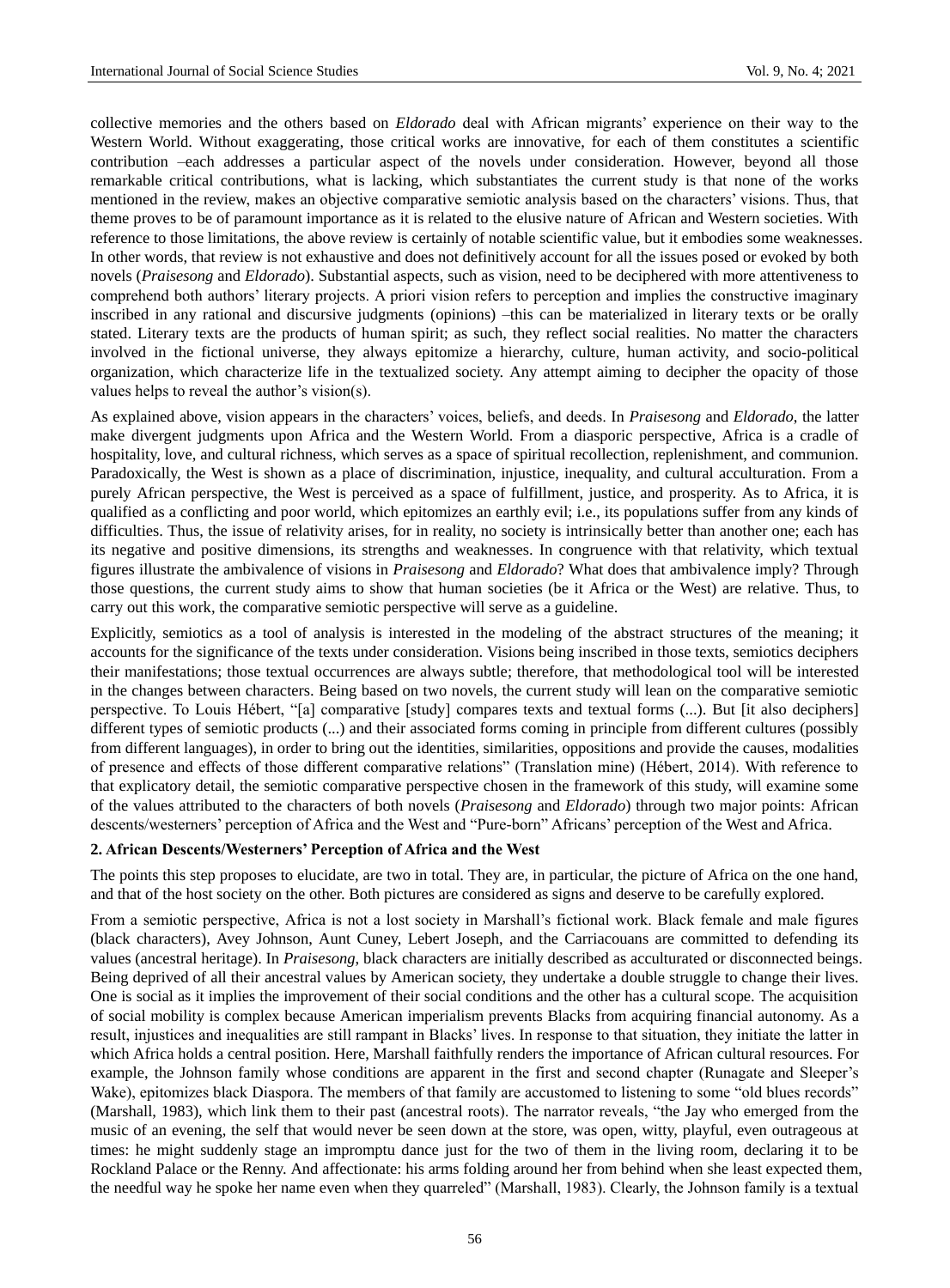collective memories and the others based on *Eldorado* deal with African migrants' experience on their way to the Western World. Without exaggerating, those critical works are innovative, for each of them constitutes a scientific contribution –each addresses a particular aspect of the novels under consideration. However, beyond all those remarkable critical contributions, what is lacking, which substantiates the current study is that none of the works mentioned in the review, makes an objective comparative semiotic analysis based on the characters' visions. Thus, that theme proves to be of paramount importance as it is related to the elusive nature of African and Western societies. With reference to those limitations, the above review is certainly of notable scientific value, but it embodies some weaknesses. In other words, that review is not exhaustive and does not definitively account for all the issues posed or evoked by both novels (*Praisesong* and *Eldorado*). Substantial aspects, such as vision, need to be deciphered with more attentiveness to comprehend both authors' literary projects. A priori vision refers to perception and implies the constructive imaginary inscribed in any rational and discursive judgments (opinions) –this can be materialized in literary texts or be orally stated. Literary texts are the products of human spirit; as such, they reflect social realities. No matter the characters involved in the fictional universe, they always epitomize a hierarchy, culture, human activity, and socio-political organization, which characterize life in the textualized society. Any attempt aiming to decipher the opacity of those values helps to reveal the author's vision(s).

As explained above, vision appears in the characters' voices, beliefs, and deeds. In *Praisesong* and *Eldorado*, the latter make divergent judgments upon Africa and the Western World. From a diasporic perspective, Africa is a cradle of hospitality, love, and cultural richness, which serves as a space of spiritual recollection, replenishment, and communion. Paradoxically, the West is shown as a place of discrimination, injustice, inequality, and cultural acculturation. From a purely African perspective, the West is perceived as a space of fulfillment, justice, and prosperity. As to Africa, it is qualified as a conflicting and poor world, which epitomizes an earthly evil; i.e., its populations suffer from any kinds of difficulties. Thus, the issue of relativity arises, for in reality, no society is intrinsically better than another one; each has its negative and positive dimensions, its strengths and weaknesses. In congruence with that relativity, which textual figures illustrate the ambivalence of visions in *Praisesong* and *Eldorado*? What does that ambivalence imply? Through those questions, the current study aims to show that human societies (be it Africa or the West) are relative. Thus, to carry out this work, the comparative semiotic perspective will serve as a guideline.

Explicitly, semiotics as a tool of analysis is interested in the modeling of the abstract structures of the meaning; it accounts for the significance of the texts under consideration. Visions being inscribed in those texts, semiotics deciphers their manifestations; those textual occurrences are always subtle; therefore, that methodological tool will be interested in the changes between characters. Being based on two novels, the current study will lean on the comparative semiotic perspective. To Louis Hébert, "[a] comparative [study] compares texts and textual forms (...). But [it also deciphers] different types of semiotic products (...) and their associated forms coming in principle from different cultures (possibly from different languages), in order to bring out the identities, similarities, oppositions and provide the causes, modalities of presence and effects of those different comparative relations" (Translation mine) (Hébert, 2014). With reference to that explicatory detail, the semiotic comparative perspective chosen in the framework of this study, will examine some of the values attributed to the characters of both novels (*Praisesong* and *Eldorado*) through two major points: African descents/westerners' perception of Africa and the West and "Pure-born" Africans' perception of the West and Africa.

## 2. African Descents/Westerners' Perception of Africa and the West

The points this step proposes to elucidate, are two in total. They are, in particular, the picture of Africa on the one hand, and that of the host society on the other. Both pictures are considered as signs and deserve to be carefully explored.

From a semiotic perspective, Africa is not a lost society in Marshall's fictional work. Black female and male figures (black characters), Avey Johnson, Aunt Cuney, Lebert Joseph, and the Carriacouans are committed to defending its values (ancestral heritage). In *Praisesong*, black characters are initially described as acculturated or disconnected beings. Being deprived of all their ancestral values by American society, they undertake a double struggle to change their lives. One is social as it implies the improvement of their social conditions and the other has a cultural scope. The acquisition of social mobility is complex because American imperialism prevents Blacks from acquiring financial autonomy. As a result, injustices and inequalities are still rampant in Blacks' lives. In response to that situation, they initiate the latter in which Africa holds a central position. Here, Marshall faithfully renders the importance of African cultural resources. For example, the Johnson family whose conditions are apparent in the first and second chapter (Runagate and Sleeper's Wake), epitomizes black Diaspora. The members of that family are accustomed to listening to some "old blues records" (Marshall, 1983), which link them to their past (ancestral roots). The narrator reveals, "the Jay who emerged from the music of an evening, the self that would never be seen down at the store, was open, witty, playful, even outrageous at times: he might suddenly stage an impromptu dance just for the two of them in the living room, declaring it to be Rockland Palace or the Renny. And affectionate: his arms folding around her from behind when she least expected them, the needful way he spoke her name even when they quarreled" (Marshall, 1983). Clearly, the Johnson family is a textual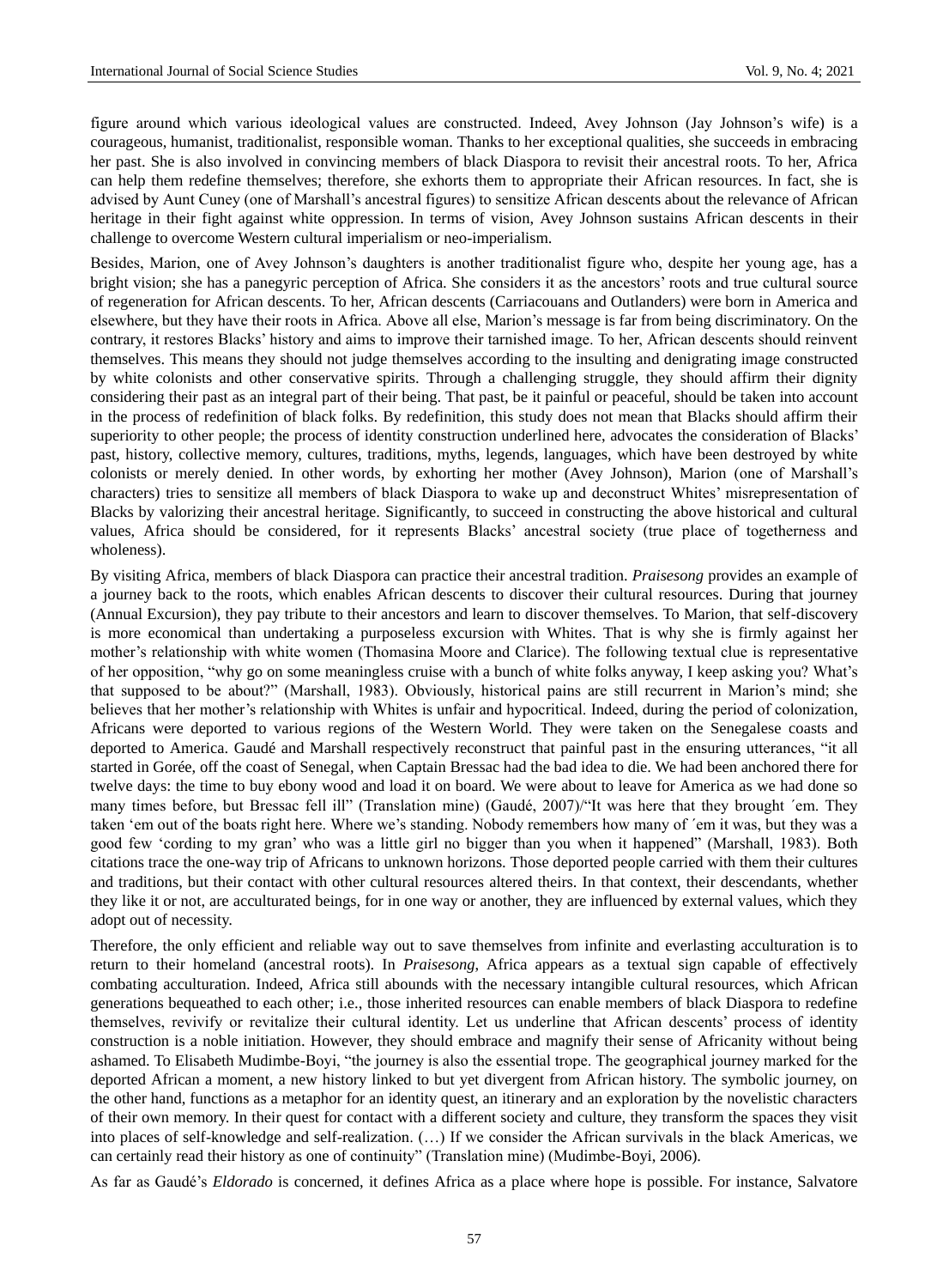figure around which various ideological values are constructed. Indeed, Avey Johnson (Jay Johnson's wife) is a courageous, humanist, traditionalist, responsible woman. Thanks to her exceptional qualities, she succeeds in embracing her past. She is also involved in convincing members of black Diaspora to revisit their ancestral roots. To her, Africa can help them redefine themselves; therefore, she exhorts them to appropriate their African resources. In fact, she is advised by Aunt Cuney (one of Marshall's ancestral figures) to sensitize African descents about the relevance of African heritage in their fight against white oppression. In terms of vision, Avey Johnson sustains African descents in their challenge to overcome Western cultural imperialism or neo-imperialism.

Besides, Marion, one of Avey Johnson's daughters is another traditionalist figure who, despite her young age, has a bright vision; she has a panegyric perception of Africa. She considers it as the ancestors' roots and true cultural source of regeneration for African descents. To her, African descents (Carriacouans and Outlanders) were born in America and elsewhere, but they have their roots in Africa. Above all else, Marion's message is far from being discriminatory. On the contrary, it restores Blacks' history and aims to improve their tarnished image. To her, African descents should reinvent themselves. This means they should not judge themselves according to the insulting and denigrating image constructed by white colonists and other conservative spirits. Through a challenging struggle, they should affirm their dignity considering their past as an integral part of their being. That past, be it painful or peaceful, should be taken into account in the process of redefinition of black folks. By redefinition, this study does not mean that Blacks should affirm their superiority to other people; the process of identity construction underlined here, advocates the consideration of Blacks' past, history, collective memory, cultures, traditions, myths, legends, languages, which have been destroyed by white colonists or merely denied. In other words, by exhorting her mother (Avey Johnson), Marion (one of Marshall's characters) tries to sensitize all members of black Diaspora to wake up and deconstruct Whites' misrepresentation of Blacks by valorizing their ancestral heritage. Significantly, to succeed in constructing the above historical and cultural values, Africa should be considered, for it represents Blacks' ancestral society (true place of togetherness and wholeness).

By visiting Africa, members of black Diaspora can practice their ancestral tradition. *Praisesong* provides an example of a journey back to the roots, which enables African descents to discover their cultural resources. During that journey (Annual Excursion), they pay tribute to their ancestors and learn to discover themselves. To Marion, that self-discovery is more economical than undertaking a purposeless excursion with Whites. That is why she is firmly against her mother's relationship with white women (Thomasina Moore and Clarice). The following textual clue is representative of her opposition, "why go on some meaningless cruise with a bunch of white folks anyway, I keep asking you? What's that supposed to be about?" (Marshall, 1983). Obviously, historical pains are still recurrent in Marion's mind; she believes that her mother's relationship with Whites is unfair and hypocritical. Indeed, during the period of colonization, Africans were deported to various regions of the Western World. They were taken on the Senegalese coasts and deported to America. Gaudé and Marshall respectively reconstruct that painful past in the ensuring utterances, "it all started in Gorée, off the coast of Senegal, when Captain Bressac had the bad idea to die. We had been anchored there for twelve days: the time to buy ebony wood and load it on board. We were about to leave for America as we had done so many times before, but Bressac fell ill" (Translation mine) (Gaudé, 2007)/"It was here that they brought ´em. They taken 'em out of the boats right here. Where we're standing. Nobody remembers how many of ´em it was, but they was a good few 'cording to my gran' who was a little girl no bigger than you when it happened" (Marshall, 1983). Both citations trace the one-way trip of Africans to unknown horizons. Those deported people carried with them their cultures and traditions, but their contact with other cultural resources altered theirs. In that context, their descendants, whether they like it or not, are acculturated beings, for in one way or another, they are influenced by external values, which they adopt out of necessity.

Therefore, the only efficient and reliable way out to save themselves from infinite and everlasting acculturation is to return to their homeland (ancestral roots). In *Praisesong*, Africa appears as a textual sign capable of effectively combating acculturation. Indeed, Africa still abounds with the necessary intangible cultural resources, which African generations bequeathed to each other; i.e., those inherited resources can enable members of black Diaspora to redefine themselves, revivify or revitalize their cultural identity. Let us underline that African descents' process of identity construction is a noble initiation. However, they should embrace and magnify their sense of Africanity without being ashamed. To Elisabeth Mudimbe-Boyi, "the journey is also the essential trope. The geographical journey marked for the deported African a moment, a new history linked to but yet divergent from African history. The symbolic journey, on the other hand, functions as a metaphor for an identity quest, an itinerary and an exploration by the novelistic characters of their own memory. In their quest for contact with a different society and culture, they transform the spaces they visit into places of self-knowledge and self-realization. (…) If we consider the African survivals in the black Americas, we can certainly read their history as one of continuity" (Translation mine) (Mudimbe-Boyi, 2006).

As far as Gaudé's *Eldorado* is concerned, it defines Africa as a place where hope is possible. For instance, Salvatore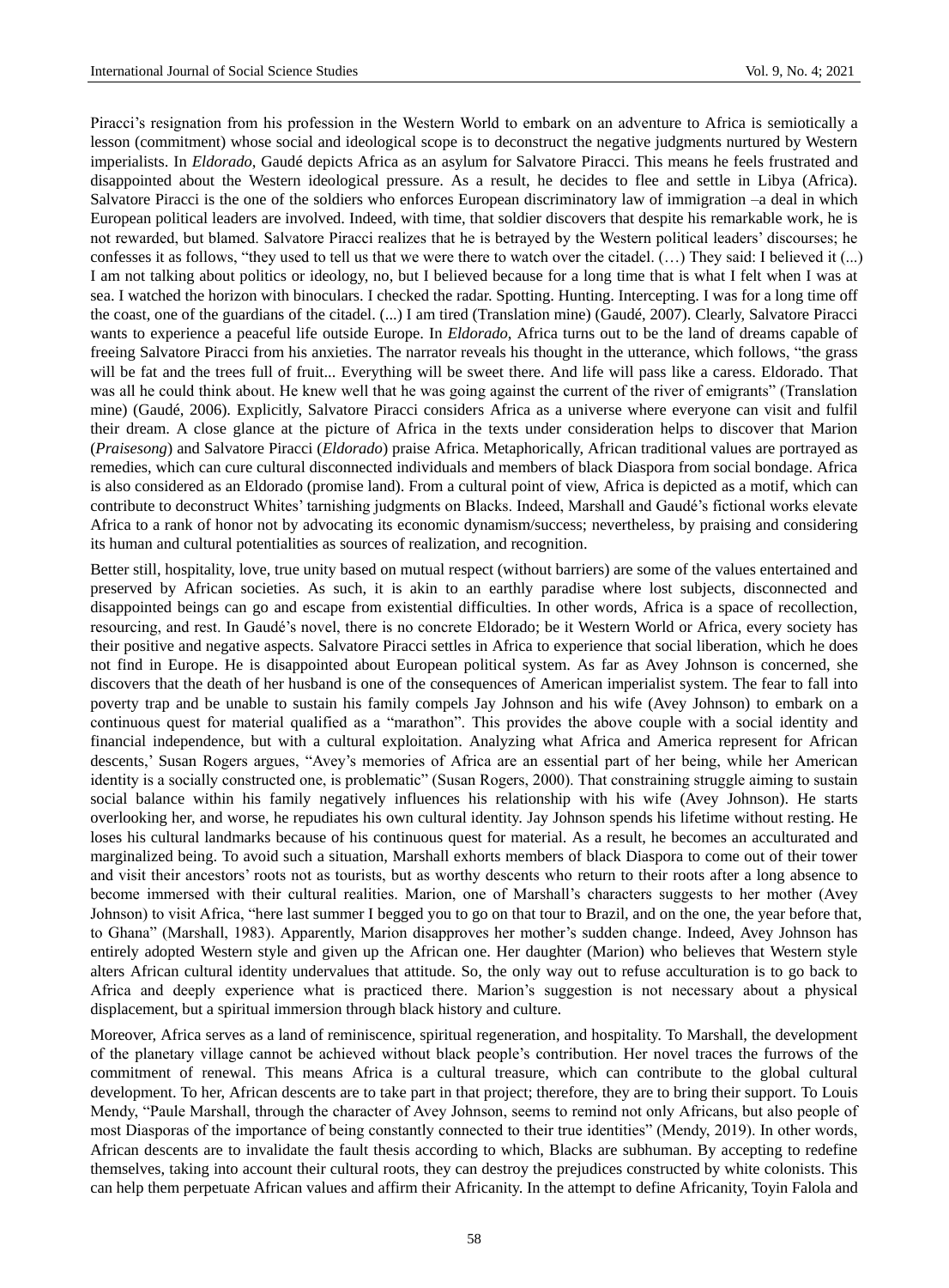Piracci's resignation from his profession in the Western World to embark on an adventure to Africa is semiotically a lesson (commitment) whose social and ideological scope is to deconstruct the negative judgments nurtured by Western imperialists. In *Eldorado*, Gaudé depicts Africa as an asylum for Salvatore Piracci. This means he feels frustrated and disappointed about the Western ideological pressure. As a result, he decides to flee and settle in Libya (Africa). Salvatore Piracci is the one of the soldiers who enforces European discriminatory law of immigration –a deal in which European political leaders are involved. Indeed, with time, that soldier discovers that despite his remarkable work, he is not rewarded, but blamed. Salvatore Piracci realizes that he is betrayed by the Western political leaders' discourses; he confesses it as follows, "they used to tell us that we were there to watch over the citadel. (…) They said: I believed it (...) I am not talking about politics or ideology, no, but I believed because for a long time that is what I felt when I was at sea. I watched the horizon with binoculars. I checked the radar. Spotting. Hunting. Intercepting. I was for a long time off the coast, one of the guardians of the citadel. (...) I am tired (Translation mine) (Gaudé, 2007). Clearly, Salvatore Piracci wants to experience a peaceful life outside Europe. In *Eldorado*, Africa turns out to be the land of dreams capable of freeing Salvatore Piracci from his anxieties. The narrator reveals his thought in the utterance, which follows, "the grass will be fat and the trees full of fruit... Everything will be sweet there. And life will pass like a caress. Eldorado. That was all he could think about. He knew well that he was going against the current of the river of emigrants" (Translation mine) (Gaudé, 2006). Explicitly, Salvatore Piracci considers Africa as a universe where everyone can visit and fulfil their dream. A close glance at the picture of Africa in the texts under consideration helps to discover that Marion (*Praisesong*) and Salvatore Piracci (*Eldorado*) praise Africa. Metaphorically, African traditional values are portrayed as remedies, which can cure cultural disconnected individuals and members of black Diaspora from social bondage. Africa is also considered as an Eldorado (promise land). From a cultural point of view, Africa is depicted as a motif, which can contribute to deconstruct Whites' tarnishing judgments on Blacks. Indeed, Marshall and Gaudé's fictional works elevate Africa to a rank of honor not by advocating its economic dynamism/success; nevertheless, by praising and considering its human and cultural potentialities as sources of realization, and recognition.

Better still, hospitality, love, true unity based on mutual respect (without barriers) are some of the values entertained and preserved by African societies. As such, it is akin to an earthly paradise where lost subjects, disconnected and disappointed beings can go and escape from existential difficulties. In other words, Africa is a space of recollection, resourcing, and rest. In Gaudé's novel, there is no concrete Eldorado; be it Western World or Africa, every society has their positive and negative aspects. Salvatore Piracci settles in Africa to experience that social liberation, which he does not find in Europe. He is disappointed about European political system. As far as Avey Johnson is concerned, she discovers that the death of her husband is one of the consequences of American imperialist system. The fear to fall into poverty trap and be unable to sustain his family compels Jay Johnson and his wife (Avey Johnson) to embark on a continuous quest for material qualified as a "marathon". This provides the above couple with a social identity and financial independence, but with a cultural exploitation. Analyzing what Africa and America represent for African descents,' Susan Rogers argues, "Avey's memories of Africa are an essential part of her being, while her American identity is a socially constructed one, is problematic" (Susan Rogers, 2000). That constraining struggle aiming to sustain social balance within his family negatively influences his relationship with his wife (Avey Johnson). He starts overlooking her, and worse, he repudiates his own cultural identity. Jay Johnson spends his lifetime without resting. He loses his cultural landmarks because of his continuous quest for material. As a result, he becomes an acculturated and marginalized being. To avoid such a situation, Marshall exhorts members of black Diaspora to come out of their tower and visit their ancestors' roots not as tourists, but as worthy descents who return to their roots after a long absence to become immersed with their cultural realities. Marion, one of Marshall's characters suggests to her mother (Avey Johnson) to visit Africa, "here last summer I begged you to go on that tour to Brazil, and on the one, the year before that, to Ghana" (Marshall, 1983). Apparently, Marion disapproves her mother's sudden change. Indeed, Avey Johnson has entirely adopted Western style and given up the African one. Her daughter (Marion) who believes that Western style alters African cultural identity undervalues that attitude. So, the only way out to refuse acculturation is to go back to Africa and deeply experience what is practiced there. Marion's suggestion is not necessary about a physical displacement, but a spiritual immersion through black history and culture.

Moreover, Africa serves as a land of reminiscence, spiritual regeneration, and hospitality. To Marshall, the development of the planetary village cannot be achieved without black people's contribution. Her novel traces the furrows of the commitment of renewal. This means Africa is a cultural treasure, which can contribute to the global cultural development. To her, African descents are to take part in that project; therefore, they are to bring their support. To Louis Mendy, "Paule Marshall, through the character of Avey Johnson, seems to remind not only Africans, but also people of most Diasporas of the importance of being constantly connected to their true identities" (Mendy, 2019). In other words, African descents are to invalidate the fault thesis according to which, Blacks are subhuman. By accepting to redefine themselves, taking into account their cultural roots, they can destroy the prejudices constructed by white colonists. This can help them perpetuate African values and affirm their Africanity. In the attempt to define Africanity, Toyin Falola and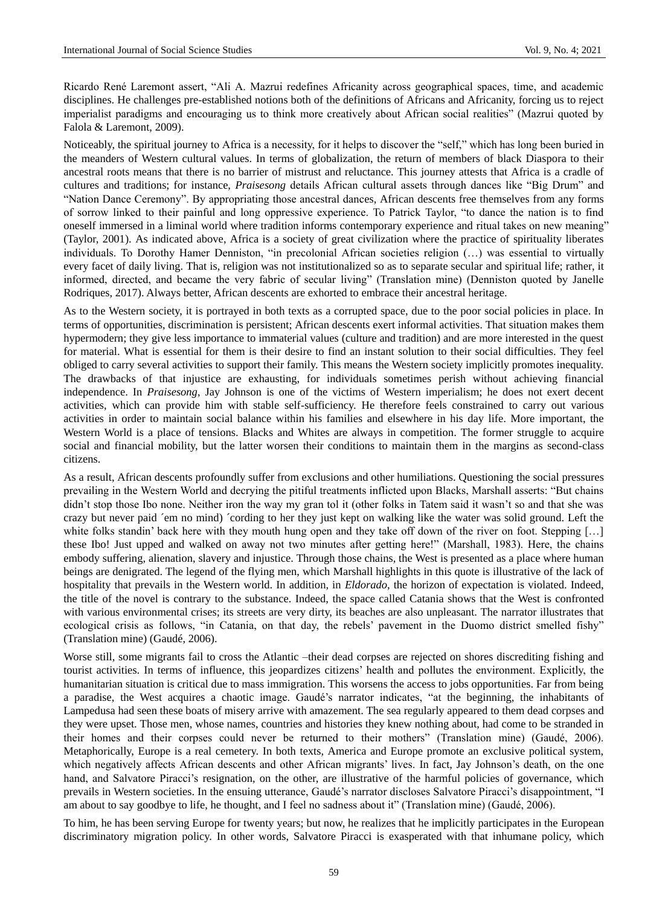Ricardo René Laremont assert, "Ali A. Mazrui redefines Africanity across geographical spaces, time, and academic disciplines. He challenges pre-established notions both of the definitions of Africans and Africanity, forcing us to reject imperialist paradigms and encouraging us to think more creatively about African social realities" (Mazrui quoted by Falola & Laremont, 2009).

Noticeably, the spiritual journey to Africa is a necessity, for it helps to discover the "self," which has long been buried in the meanders of Western cultural values. In terms of globalization, the return of members of black Diaspora to their ancestral roots means that there is no barrier of mistrust and reluctance. This journey attests that Africa is a cradle of cultures and traditions; for instance, *Praisesong* details African cultural assets through dances like "Big Drum" and "Nation Dance Ceremony". By appropriating those ancestral dances, African descents free themselves from any forms of sorrow linked to their painful and long oppressive experience. To Patrick Taylor, "to dance the nation is to find oneself immersed in a liminal world where tradition informs contemporary experience and ritual takes on new meaning" (Taylor, 2001). As indicated above, Africa is a society of great civilization where the practice of spirituality liberates individuals. To Dorothy Hamer Denniston, "in precolonial African societies religion (…) was essential to virtually every facet of daily living. That is, religion was not institutionalized so as to separate secular and spiritual life; rather, it informed, directed, and became the very fabric of secular living" (Translation mine) (Denniston quoted by Janelle Rodriques, 2017). Always better, African descents are exhorted to embrace their ancestral heritage.

As to the Western society, it is portrayed in both texts as a corrupted space, due to the poor social policies in place. In terms of opportunities, discrimination is persistent; African descents exert informal activities. That situation makes them hypermodern; they give less importance to immaterial values (culture and tradition) and are more interested in the quest for material. What is essential for them is their desire to find an instant solution to their social difficulties. They feel obliged to carry several activities to support their family. This means the Western society implicitly promotes inequality. The drawbacks of that injustice are exhausting, for individuals sometimes perish without achieving financial independence. In *Praisesong*, Jay Johnson is one of the victims of Western imperialism; he does not exert decent activities, which can provide him with stable self-sufficiency. He therefore feels constrained to carry out various activities in order to maintain social balance within his families and elsewhere in his day life. More important, the Western World is a place of tensions. Blacks and Whites are always in competition. The former struggle to acquire social and financial mobility, but the latter worsen their conditions to maintain them in the margins as second-class citizens.

As a result, African descents profoundly suffer from exclusions and other humiliations. Questioning the social pressures prevailing in the Western World and decrying the pitiful treatments inflicted upon Blacks, Marshall asserts: "But chains didn't stop those Ibo none. Neither iron the way my gran tol it (other folks in Tatem said it wasn't so and that she was crazy but never paid ´em no mind) ´cording to her they just kept on walking like the water was solid ground. Left the white folks standin' back here with they mouth hung open and they take off down of the river on foot. Stepping […] these Ibo! Just upped and walked on away not two minutes after getting here!" (Marshall, 1983). Here, the chains embody suffering, alienation, slavery and injustice. Through those chains, the West is presented as a place where human beings are denigrated. The legend of the flying men, which Marshall highlights in this quote is illustrative of the lack of hospitality that prevails in the Western world. In addition, in *Eldorado*, the horizon of expectation is violated. Indeed, the title of the novel is contrary to the substance. Indeed, the space called Catania shows that the West is confronted with various environmental crises; its streets are very dirty, its beaches are also unpleasant. The narrator illustrates that ecological crisis as follows, "in Catania, on that day, the rebels' pavement in the Duomo district smelled fishy" (Translation mine) (Gaudé, 2006).

Worse still, some migrants fail to cross the Atlantic –their dead corpses are rejected on shores discrediting fishing and tourist activities. In terms of influence, this jeopardizes citizens' health and pollutes the environment. Explicitly, the humanitarian situation is critical due to mass immigration. This worsens the access to jobs opportunities. Far from being a paradise, the West acquires a chaotic image. Gaudé's narrator indicates, "at the beginning, the inhabitants of Lampedusa had seen these boats of misery arrive with amazement. The sea regularly appeared to them dead corpses and they were upset. Those men, whose names, countries and histories they knew nothing about, had come to be stranded in their homes and their corpses could never be returned to their mothers" (Translation mine) (Gaudé, 2006). Metaphorically, Europe is a real cemetery. In both texts, America and Europe promote an exclusive political system, which negatively affects African descents and other African migrants' lives. In fact, Jay Johnson's death, on the one hand, and Salvatore Piracci's resignation, on the other, are illustrative of the harmful policies of governance, which prevails in Western societies. In the ensuing utterance, Gaudé's narrator discloses Salvatore Piracci's disappointment, "I am about to say goodbye to life, he thought, and I feel no sadness about it" (Translation mine) (Gaudé, 2006).

To him, he has been serving Europe for twenty years; but now, he realizes that he implicitly participates in the European discriminatory migration policy. In other words, Salvatore Piracci is exasperated with that inhumane policy, which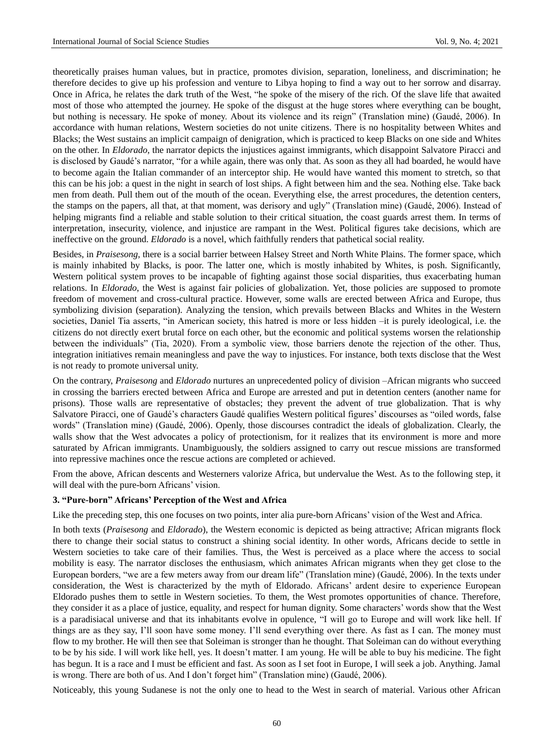theoretically praises human values, but in practice, promotes division, separation, loneliness, and discrimination; he therefore decides to give up his profession and venture to Libya hoping to find a way out to her sorrow and disarray. Once in Africa, he relates the dark truth of the West, "he spoke of the misery of the rich. Of the slave life that awaited most of those who attempted the journey. He spoke of the disgust at the huge stores where everything can be bought, but nothing is necessary. He spoke of money. About its violence and its reign" (Translation mine) (Gaudé, 2006). In accordance with human relations, Western societies do not unite citizens. There is no hospitality between Whites and Blacks; the West sustains an implicit campaign of denigration, which is practiced to keep Blacks on one side and Whites on the other. In *Eldorado*, the narrator depicts the injustices against immigrants, which disappoint Salvatore Piracci and is disclosed by Gaudé's narrator, "for a while again, there was only that. As soon as they all had boarded, he would have to become again the Italian commander of an interceptor ship. He would have wanted this moment to stretch, so that this can be his job: a quest in the night in search of lost ships. A fight between him and the sea. Nothing else. Take back men from death. Pull them out of the mouth of the ocean. Everything else, the arrest procedures, the detention centers, the stamps on the papers, all that, at that moment, was derisory and ugly" (Translation mine) (Gaudé, 2006). Instead of helping migrants find a reliable and stable solution to their critical situation, the coast guards arrest them. In terms of interpretation, insecurity, violence, and injustice are rampant in the West. Political figures take decisions, which are ineffective on the ground. *Eldorado* is a novel, which faithfully renders that pathetical social reality.

Besides, in *Praisesong*, there is a social barrier between Halsey Street and North White Plains. The former space, which is mainly inhabited by Blacks, is poor. The latter one, which is mostly inhabited by Whites, is posh. Significantly, Western political system proves to be incapable of fighting against those social disparities, thus exacerbating human relations. In *Eldorado*, the West is against fair policies of globalization. Yet, those policies are supposed to promote freedom of movement and cross-cultural practice. However, some walls are erected between Africa and Europe, thus symbolizing division (separation). Analyzing the tension, which prevails between Blacks and Whites in the Western societies, Daniel Tia asserts, "in American society, this hatred is more or less hidden –it is purely ideological, i.e. the citizens do not directly exert brutal force on each other, but the economic and political systems worsen the relationship between the individuals" (Tia, 2020). From a symbolic view, those barriers denote the rejection of the other. Thus, integration initiatives remain meaningless and pave the way to injustices. For instance, both texts disclose that the West is not ready to promote universal unity.

On the contrary, *Praisesong* and *Eldorado* nurtures an unprecedented policy of division –African migrants who succeed in crossing the barriers erected between Africa and Europe are arrested and put in detention centers (another name for prisons). Those walls are representative of obstacles; they prevent the advent of true globalization. That is why Salvatore Piracci, one of Gaudé's characters Gaudé qualifies Western political figures' discourses as "oiled words, false words" (Translation mine) (Gaudé, 2006). Openly, those discourses contradict the ideals of globalization. Clearly, the walls show that the West advocates a policy of protectionism, for it realizes that its environment is more and more saturated by African immigrants. Unambiguously, the soldiers assigned to carry out rescue missions are transformed into repressive machines once the rescue actions are completed or achieved.

From the above, African descents and Westerners valorize Africa, but undervalue the West. As to the following step, it will deal with the pure-born Africans' vision.

### 3. "Pure-born" Africans' Perception of the West and Africa

Like the preceding step, this one focuses on two points, inter alia pure-born Africans' vision of the West and Africa.

In both texts (*Praisesong* and *Eldorado*), the Western economic is depicted as being attractive; African migrants flock there to change their social status to construct a shining social identity. In other words, Africans decide to settle in Western societies to take care of their families. Thus, the West is perceived as a place where the access to social mobility is easy. The narrator discloses the enthusiasm, which animates African migrants when they get close to the European borders, "we are a few meters away from our dream life" (Translation mine) (Gaudé, 2006). In the texts under consideration, the West is characterized by the myth of Eldorado. Africans' ardent desire to experience European Eldorado pushes them to settle in Western societies. To them, the West promotes opportunities of chance. Therefore, they consider it as a place of justice, equality, and respect for human dignity. Some characters' words show that the West is a paradisiacal universe and that its inhabitants evolve in opulence, "I will go to Europe and will work like hell. If things are as they say, I'll soon have some money. I'll send everything over there. As fast as I can. The money must flow to my brother. He will then see that Soleiman is stronger than he thought. That Soleiman can do without everything to be by his side. I will work like hell, yes. It doesn't matter. I am young. He will be able to buy his medicine. The fight has begun. It is a race and I must be efficient and fast. As soon as I set foot in Europe, I will seek a job. Anything. Jamal is wrong. There are both of us. And I don't forget him" (Translation mine) (Gaudé, 2006).

Noticeably, this young Sudanese is not the only one to head to the West in search of material. Various other African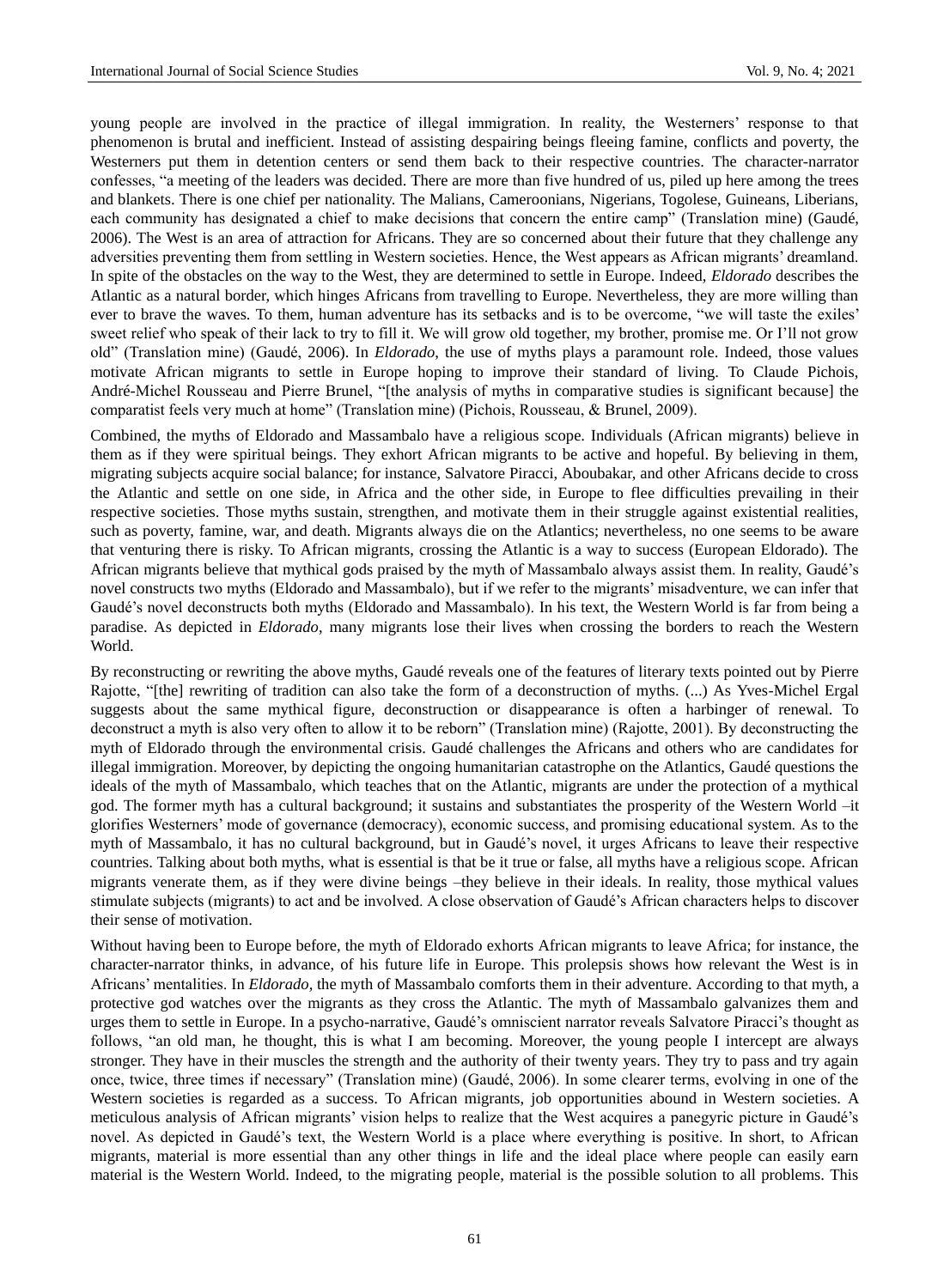young people are involved in the practice of illegal immigration. In reality, the Westerners' response to that phenomenon is brutal and inefficient. Instead of assisting despairing beings fleeing famine, conflicts and poverty, the Westerners put them in detention centers or send them back to their respective countries. The character-narrator confesses, "a meeting of the leaders was decided. There are more than five hundred of us, piled up here among the trees and blankets. There is one chief per nationality. The Malians, Cameroonians, Nigerians, Togolese, Guineans, Liberians, each community has designated a chief to make decisions that concern the entire camp" (Translation mine) (Gaudé, 2006). The West is an area of attraction for Africans. They are so concerned about their future that they challenge any adversities preventing them from settling in Western societies. Hence, the West appears as African migrants' dreamland. In spite of the obstacles on the way to the West, they are determined to settle in Europe. Indeed, *Eldorado* describes the Atlantic as a natural border, which hinges Africans from travelling to Europe. Nevertheless, they are more willing than ever to brave the waves. To them, human adventure has its setbacks and is to be overcome, "we will taste the exiles' sweet relief who speak of their lack to try to fill it. We will grow old together, my brother, promise me. Or I'll not grow old" (Translation mine) (Gaudé, 2006). In *Eldorado*, the use of myths plays a paramount role. Indeed, those values motivate African migrants to settle in Europe hoping to improve their standard of living. To Claude Pichois, André-Michel Rousseau and Pierre Brunel, "[the analysis of myths in comparative studies is significant because] the comparatist feels very much at home" (Translation mine) (Pichois, Rousseau, & Brunel, 2009).

Combined, the myths of Eldorado and Massambalo have a religious scope. Individuals (African migrants) believe in them as if they were spiritual beings. They exhort African migrants to be active and hopeful. By believing in them, migrating subjects acquire social balance; for instance, Salvatore Piracci, Aboubakar, and other Africans decide to cross the Atlantic and settle on one side, in Africa and the other side, in Europe to flee difficulties prevailing in their respective societies. Those myths sustain, strengthen, and motivate them in their struggle against existential realities, such as poverty, famine, war, and death. Migrants always die on the Atlantics; nevertheless, no one seems to be aware that venturing there is risky. To African migrants, crossing the Atlantic is a way to success (European Eldorado). The African migrants believe that mythical gods praised by the myth of Massambalo always assist them. In reality, Gaudé's novel constructs two myths (Eldorado and Massambalo), but if we refer to the migrants' misadventure, we can infer that Gaudé's novel deconstructs both myths (Eldorado and Massambalo). In his text, the Western World is far from being a paradise. As depicted in *Eldorado*, many migrants lose their lives when crossing the borders to reach the Western World.

By reconstructing or rewriting the above myths, Gaudé reveals one of the features of literary texts pointed out by Pierre Rajotte, "[the] rewriting of tradition can also take the form of a deconstruction of myths. (...) As Yves-Michel Ergal suggests about the same mythical figure, deconstruction or disappearance is often a harbinger of renewal. To deconstruct a myth is also very often to allow it to be reborn" (Translation mine) (Rajotte, 2001). By deconstructing the myth of Eldorado through the environmental crisis. Gaudé challenges the Africans and others who are candidates for illegal immigration. Moreover, by depicting the ongoing humanitarian catastrophe on the Atlantics, Gaudé questions the ideals of the myth of Massambalo, which teaches that on the Atlantic, migrants are under the protection of a mythical god. The former myth has a cultural background; it sustains and substantiates the prosperity of the Western World –it glorifies Westerners' mode of governance (democracy), economic success, and promising educational system. As to the myth of Massambalo, it has no cultural background, but in Gaudé's novel, it urges Africans to leave their respective countries. Talking about both myths, what is essential is that be it true or false, all myths have a religious scope. African migrants venerate them, as if they were divine beings –they believe in their ideals. In reality, those mythical values stimulate subjects (migrants) to act and be involved. A close observation of Gaudé's African characters helps to discover their sense of motivation.

Without having been to Europe before, the myth of Eldorado exhorts African migrants to leave Africa; for instance, the character-narrator thinks, in advance, of his future life in Europe. This prolepsis shows how relevant the West is in Africans' mentalities. In *Eldorado*, the myth of Massambalo comforts them in their adventure. According to that myth, a protective god watches over the migrants as they cross the Atlantic. The myth of Massambalo galvanizes them and urges them to settle in Europe. In a psycho-narrative, Gaudé's omniscient narrator reveals Salvatore Piracci's thought as follows, "an old man, he thought, this is what I am becoming. Moreover, the young people I intercept are always stronger. They have in their muscles the strength and the authority of their twenty years. They try to pass and try again once, twice, three times if necessary" (Translation mine) (Gaudé, 2006). In some clearer terms, evolving in one of the Western societies is regarded as a success. To African migrants, job opportunities abound in Western societies. A meticulous analysis of African migrants' vision helps to realize that the West acquires a panegyric picture in Gaudé's novel. As depicted in Gaudé's text, the Western World is a place where everything is positive. In short, to African migrants, material is more essential than any other things in life and the ideal place where people can easily earn material is the Western World. Indeed, to the migrating people, material is the possible solution to all problems. This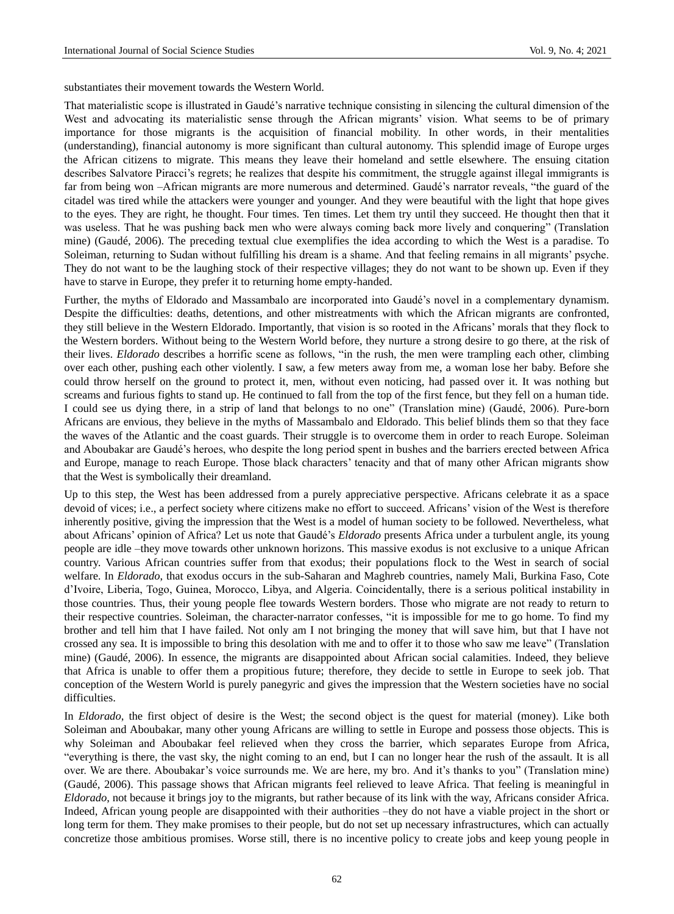substantiates their movement towards the Western World.

That materialistic scope is illustrated in Gaudé's narrative technique consisting in silencing the cultural dimension of the West and advocating its materialistic sense through the African migrants' vision. What seems to be of primary importance for those migrants is the acquisition of financial mobility. In other words, in their mentalities (understanding), financial autonomy is more significant than cultural autonomy. This splendid image of Europe urges the African citizens to migrate. This means they leave their homeland and settle elsewhere. The ensuing citation describes Salvatore Piracci's regrets; he realizes that despite his commitment, the struggle against illegal immigrants is far from being won –African migrants are more numerous and determined. Gaudé's narrator reveals, "the guard of the citadel was tired while the attackers were younger and younger. And they were beautiful with the light that hope gives to the eyes. They are right, he thought. Four times. Ten times. Let them try until they succeed. He thought then that it was useless. That he was pushing back men who were always coming back more lively and conquering" (Translation mine) (Gaudé, 2006). The preceding textual clue exemplifies the idea according to which the West is a paradise. To Soleiman, returning to Sudan without fulfilling his dream is a shame. And that feeling remains in all migrants' psyche. They do not want to be the laughing stock of their respective villages; they do not want to be shown up. Even if they have to starve in Europe, they prefer it to returning home empty-handed.

Further, the myths of Eldorado and Massambalo are incorporated into Gaudé's novel in a complementary dynamism. Despite the difficulties: deaths, detentions, and other mistreatments with which the African migrants are confronted, they still believe in the Western Eldorado. Importantly, that vision is so rooted in the Africans' morals that they flock to the Western borders. Without being to the Western World before, they nurture a strong desire to go there, at the risk of their lives. *Eldorado* describes a horrific scene as follows, "in the rush, the men were trampling each other, climbing over each other, pushing each other violently. I saw, a few meters away from me, a woman lose her baby. Before she could throw herself on the ground to protect it, men, without even noticing, had passed over it. It was nothing but screams and furious fights to stand up. He continued to fall from the top of the first fence, but they fell on a human tide. I could see us dying there, in a strip of land that belongs to no one" (Translation mine) (Gaudé, 2006). Pure-born Africans are envious, they believe in the myths of Massambalo and Eldorado. This belief blinds them so that they face the waves of the Atlantic and the coast guards. Their struggle is to overcome them in order to reach Europe. Soleiman and Aboubakar are Gaudé's heroes, who despite the long period spent in bushes and the barriers erected between Africa and Europe, manage to reach Europe. Those black characters' tenacity and that of many other African migrants show that the West is symbolically their dreamland.

Up to this step, the West has been addressed from a purely appreciative perspective. Africans celebrate it as a space devoid of vices; i.e., a perfect society where citizens make no effort to succeed. Africans' vision of the West is therefore inherently positive, giving the impression that the West is a model of human society to be followed. Nevertheless, what about Africans' opinion of Africa? Let us note that Gaudé's *Eldorado* presents Africa under a turbulent angle, its young people are idle –they move towards other unknown horizons. This massive exodus is not exclusive to a unique African country. Various African countries suffer from that exodus; their populations flock to the West in search of social welfare. In *Eldorado*, that exodus occurs in the sub-Saharan and Maghreb countries, namely Mali, Burkina Faso, Cote d'Ivoire, Liberia, Togo, Guinea, Morocco, Libya, and Algeria. Coincidentally, there is a serious political instability in those countries. Thus, their young people flee towards Western borders. Those who migrate are not ready to return to their respective countries. Soleiman, the character-narrator confesses, "it is impossible for me to go home. To find my brother and tell him that I have failed. Not only am I not bringing the money that will save him, but that I have not crossed any sea. It is impossible to bring this desolation with me and to offer it to those who saw me leave" (Translation mine) (Gaudé, 2006). In essence, the migrants are disappointed about African social calamities. Indeed, they believe that Africa is unable to offer them a propitious future; therefore, they decide to settle in Europe to seek job. That conception of the Western World is purely panegyric and gives the impression that the Western societies have no social difficulties.

In *Eldorado*, the first object of desire is the West; the second object is the quest for material (money). Like both Soleiman and Aboubakar, many other young Africans are willing to settle in Europe and possess those objects. This is why Soleiman and Aboubakar feel relieved when they cross the barrier, which separates Europe from Africa, "everything is there, the vast sky, the night coming to an end, but I can no longer hear the rush of the assault. It is all over. We are there. Aboubakar's voice surrounds me. We are here, my bro. And it's thanks to you" (Translation mine) (Gaudé, 2006). This passage shows that African migrants feel relieved to leave Africa. That feeling is meaningful in *Eldorado*, not because it brings joy to the migrants, but rather because of its link with the way, Africans consider Africa. Indeed, African young people are disappointed with their authorities –they do not have a viable project in the short or long term for them. They make promises to their people, but do not set up necessary infrastructures, which can actually concretize those ambitious promises. Worse still, there is no incentive policy to create jobs and keep young people in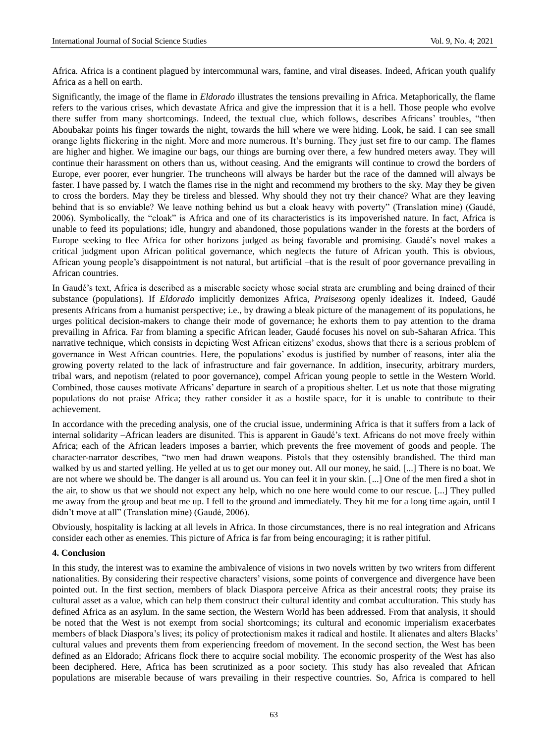Africa. Africa is a continent plagued by intercommunal wars, famine, and viral diseases. Indeed, African youth qualify Africa as a hell on earth.

Significantly, the image of the flame in *Eldorado* illustrates the tensions prevailing in Africa. Metaphorically, the flame refers to the various crises, which devastate Africa and give the impression that it is a hell. Those people who evolve there suffer from many shortcomings. Indeed, the textual clue, which follows, describes Africans' troubles, "then Aboubakar points his finger towards the night, towards the hill where we were hiding. Look, he said. I can see small orange lights flickering in the night. More and more numerous. It's burning. They just set fire to our camp. The flames are higher and higher. We imagine our bags, our things are burning over there, a few hundred meters away. They will continue their harassment on others than us, without ceasing. And the emigrants will continue to crowd the borders of Europe, ever poorer, ever hungrier. The truncheons will always be harder but the race of the damned will always be faster. I have passed by. I watch the flames rise in the night and recommend my brothers to the sky. May they be given to cross the borders. May they be tireless and blessed. Why should they not try their chance? What are they leaving behind that is so enviable? We leave nothing behind us but a cloak heavy with poverty" (Translation mine) (Gaudé, 2006). Symbolically, the "cloak" is Africa and one of its characteristics is its impoverished nature. In fact, Africa is unable to feed its populations; idle, hungry and abandoned, those populations wander in the forests at the borders of Europe seeking to flee Africa for other horizons judged as being favorable and promising. Gaudé's novel makes a critical judgment upon African political governance, which neglects the future of African youth. This is obvious, African young people's disappointment is not natural, but artificial –that is the result of poor governance prevailing in African countries.

In Gaudé's text, Africa is described as a miserable society whose social strata are crumbling and being drained of their substance (populations). If *Eldorado* implicitly demonizes Africa, *Praisesong* openly idealizes it. Indeed, Gaudé presents Africans from a humanist perspective; i.e., by drawing a bleak picture of the management of its populations, he urges political decision-makers to change their mode of governance; he exhorts them to pay attention to the drama prevailing in Africa. Far from blaming a specific African leader, Gaudé focuses his novel on sub-Saharan Africa. This narrative technique, which consists in depicting West African citizens' exodus, shows that there is a serious problem of governance in West African countries. Here, the populations' exodus is justified by number of reasons, inter alia the growing poverty related to the lack of infrastructure and fair governance. In addition, insecurity, arbitrary murders, tribal wars, and nepotism (related to poor governance), compel African young people to settle in the Western World. Combined, those causes motivate Africans' departure in search of a propitious shelter. Let us note that those migrating populations do not praise Africa; they rather consider it as a hostile space, for it is unable to contribute to their achievement.

In accordance with the preceding analysis, one of the crucial issue, undermining Africa is that it suffers from a lack of internal solidarity –African leaders are disunited. This is apparent in Gaudé's text. Africans do not move freely within Africa; each of the African leaders imposes a barrier, which prevents the free movement of goods and people. The character-narrator describes, "two men had drawn weapons. Pistols that they ostensibly brandished. The third man walked by us and started yelling. He yelled at us to get our money out. All our money, he said. [...] There is no boat. We are not where we should be. The danger is all around us. You can feel it in your skin. [...] One of the men fired a shot in the air, to show us that we should not expect any help, which no one here would come to our rescue. [...] They pulled me away from the group and beat me up. I fell to the ground and immediately. They hit me for a long time again, until I didn't move at all" (Translation mine) (Gaudé, 2006).

Obviously, hospitality is lacking at all levels in Africa. In those circumstances, there is no real integration and Africans consider each other as enemies. This picture of Africa is far from being encouraging; it is rather pitiful.

## 4. Conclusion

In this study, the interest was to examine the ambivalence of visions in two novels written by two writers from different nationalities. By considering their respective characters' visions, some points of convergence and divergence have been pointed out. In the first section, members of black Diaspora perceive Africa as their ancestral roots; they praise its cultural asset as a value, which can help them construct their cultural identity and combat acculturation. This study has defined Africa as an asylum. In the same section, the Western World has been addressed. From that analysis, it should be noted that the West is not exempt from social shortcomings; its cultural and economic imperialism exacerbates members of black Diaspora's lives; its policy of protectionism makes it radical and hostile. It alienates and alters Blacks' cultural values and prevents them from experiencing freedom of movement. In the second section, the West has been defined as an Eldorado; Africans flock there to acquire social mobility. The economic prosperity of the West has also been deciphered. Here, Africa has been scrutinized as a poor society. This study has also revealed that African populations are miserable because of wars prevailing in their respective countries. So, Africa is compared to hell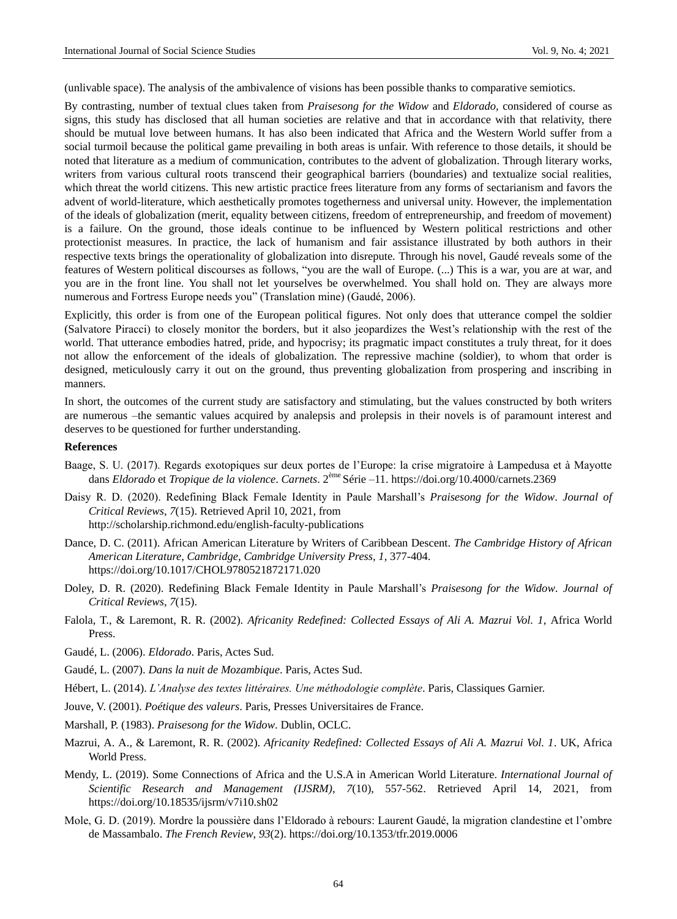(unlivable space). The analysis of the ambivalence of visions has been possible thanks to comparative semiotics.

By contrasting, number of textual clues taken from *Praisesong for the Widow* and *Eldorado*, considered of course as signs, this study has disclosed that all human societies are relative and that in accordance with that relativity, there should be mutual love between humans. It has also been indicated that Africa and the Western World suffer from a social turmoil because the political game prevailing in both areas is unfair. With reference to those details, it should be noted that literature as a medium of communication, contributes to the advent of globalization. Through literary works, writers from various cultural roots transcend their geographical barriers (boundaries) and textualize social realities, which threat the world citizens. This new artistic practice frees literature from any forms of sectarianism and favors the advent of world-literature, which aesthetically promotes togetherness and universal unity. However, the implementation of the ideals of globalization (merit, equality between citizens, freedom of entrepreneurship, and freedom of movement) is a failure. On the ground, those ideals continue to be influenced by Western political restrictions and other protectionist measures. In practice, the lack of humanism and fair assistance illustrated by both authors in their respective texts brings the operationality of globalization into disrepute. Through his novel, Gaudé reveals some of the features of Western political discourses as follows, "you are the wall of Europe. (...) This is a war, you are at war, and you are in the front line. You shall not let yourselves be overwhelmed. You shall hold on. They are always more numerous and Fortress Europe needs you" (Translation mine) (Gaudé, 2006).

Explicitly, this order is from one of the European political figures. Not only does that utterance compel the soldier (Salvatore Piracci) to closely monitor the borders, but it also jeopardizes the West's relationship with the rest of the world. That utterance embodies hatred, pride, and hypocrisy; its pragmatic impact constitutes a truly threat, for it does not allow the enforcement of the ideals of globalization. The repressive machine (soldier), to whom that order is designed, meticulously carry it out on the ground, thus preventing globalization from prospering and inscribing in manners.

In short, the outcomes of the current study are satisfactory and stimulating, but the values constructed by both writers are numerous –the semantic values acquired by analepsis and prolepsis in their novels is of paramount interest and deserves to be questioned for further understanding.

### References

Baage, S. U. (2017). Regards exotopiques sur deux portes de l'Europe: la crise migratoire à Lampedusa et à Mayotte dans *Eldorado* et *Tropique de la violence*. *Carnets*. 2ème Série –11. https://doi.org/10.4000/carnets.2369

Daisy R. D. (2020). Redefining Black Female Identity in Paule Marshall's *Praisesong for the Widow*. *Journal of Critical Reviews*, *7*(15). Retrieved April 10, 2021, from http://scholarship.richmond.edu/english-faculty-publications

Dance, D. C. (2011). African American Literature by Writers of Caribbean Descent. *The Cambridge History of African American Literature*, *Cambridge, Cambridge University Press, 1*, 377-404. https://doi.org/10.1017/CHOL9780521872171.020

Doley, D. R. (2020). Redefining Black Female Identity in Paule Marshall's *Praisesong for the Widow*. *Journal of Critical Reviews*, *7*(15).

Falola, T., & Laremont, R. R. (2002). *Africanity Redefined: Collected Essays of Ali A. Mazrui Vol. 1*, Africa World Press.

Gaudé, L. (2006). *Eldorado*. Paris, Actes Sud.

Gaudé, L. (2007). *Dans la nuit de Mozambique*. Paris, Actes Sud.

Hébert, L. (2014). *L'Analyse des textes littéraires. Une méthodologie complète*. Paris, Classiques Garnier.

Jouve, V. (2001). *Poétique des valeurs*. Paris, Presses Universitaires de France.

Marshall, P. (1983). *Praisesong for the Widow*. Dublin, OCLC.

Mazrui, A. A., & Laremont, R. R. (2002). *Africanity Redefined: Collected Essays of Ali A. Mazrui Vol. 1*. UK, Africa World Press.

Mendy, L. (2019). Some Connections of Africa and the U.S.A in American World Literature. *International Journal of Scientific Research and Management (IJSRM)*, *7*(10), 557-562. Retrieved April 14, 2021, from https://doi.org/10.18535/ijsrm/v7i10.sh02

Mole, G. D. (2019). Mordre la poussière dans l'Eldorado à rebours: Laurent Gaudé, la migration clandestine et l'ombre de Massambalo. *The French Review*, *93*(2). https://doi.org/10.1353/tfr.2019.0006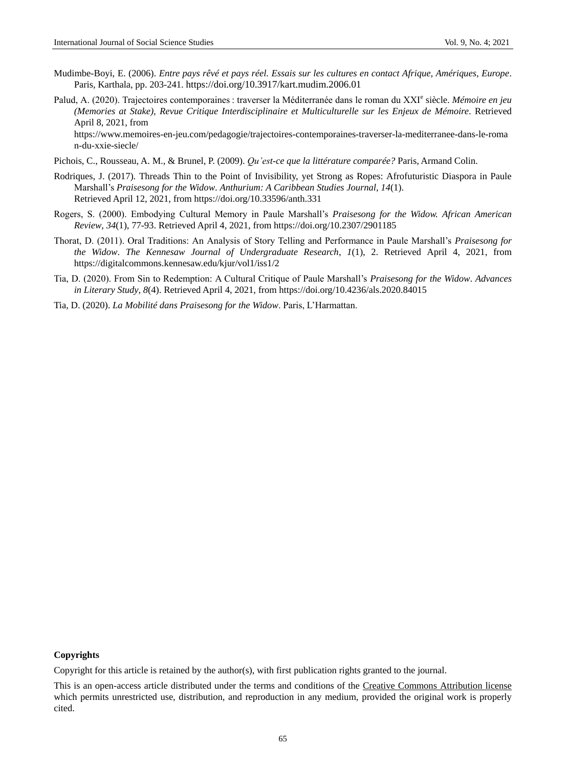Mudimbe-Boyi, E. (2006). *Entre pays rêvé et pays réel. Essais sur les cultures en contact Afrique, Amériques, Europe*. Paris, Karthala, pp. 203-241. https://doi.org/10.3917/kart.mudim.2006.01

Palud, A. (2020). Trajectoires contemporaines : traverser la Méditerranée dans le roman du XXI[e] siècle. *Mémoire en jeu (Memories at Stake), Revue Critique Interdisciplinaire et Multiculturelle sur les Enjeux de Mémoire*. Retrieved April 8, 2021, from https://www.memoires-en-jeu.com/pedagogie/trajectoires-contemporaines-traverser-la-mediterranee-dans-le-roman-du-xxie-siecle/

Pichois, C., Rousseau, A. M., & Brunel, P. (2009). *Qu'est-ce que la littérature comparée?* Paris, Armand Colin.

Rodriques, J. (2017). Threads Thin to the Point of Invisibility, yet Strong as Ropes: Afrofuturistic Diaspora in Paule Marshall's *Praisesong for the Widow*. *Anthurium: A Caribbean Studies Journal*, *14*(1). Retrieved April 12, 2021, from https://doi.org/10.33596/anth.331

Rogers, S. (2000). Embodying Cultural Memory in Paule Marshall's *Praisesong for the Widow. African American Review*, *34*(1), 77-93. Retrieved April 4, 2021, from https://doi.org/10.2307/2901185

Thorat, D. (2011). Oral Traditions: An Analysis of Story Telling and Performance in Paule Marshall's *Praisesong for the Widow*. *The Kennesaw Journal of Undergraduate Research*, *1*(1), 2. Retrieved April 4, 2021, from https://digitalcommons.kennesaw.edu/kjur/vol1/iss1/2

Tia, D. (2020). From Sin to Redemption: A Cultural Critique of Paule Marshall's *Praisesong for the Widow*. *Advances in Literary Study*, *8*(4). Retrieved April 4, 2021, from https://doi.org/10.4236/als.2020.84015

Tia, D. (2020). *La Mobilité dans Praisesong for the Widow*. Paris, L'Harmattan.

**Copyrights**

Copyright for this article is retained by the author(s), with first publication rights granted to the journal.

This is an open-access article distributed under the terms and conditions of the Creative Commons Attribution license which permits unrestricted use, distribution, and reproduction in any medium, provided the original work is properly cited.